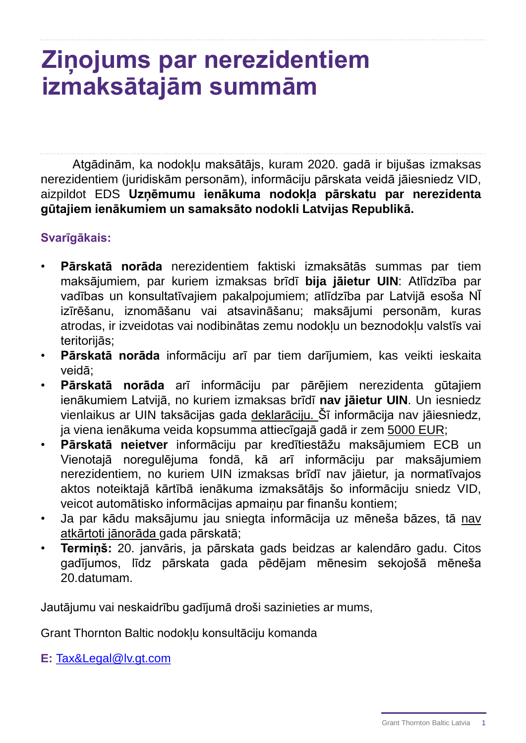# Ziņojums par nerezidentiem izmaksātajām summām

Atgādinām, ka nodokļu maksātājs, kuram 2020. gadā ir bijušas izmaksas nerezidentiem (juridiskām personām), informāciju pārskata veidā jāiesniedz VID, aizpildot EDS **Uzņēmumu ienākuma nodokļa pārskatu par nerezidenta gūtajiem ienākumiem un samaksāto nodokli Latvijas Republikā.**

**Svarīgākais:**

- **Pārskatā norāda** nerezidentiem faktiski izmaksātās summas par tiem maksājumiem, par kuriem izmaksas brīdī **bija jāietur UIN**: Atlīdzība par vadības un konsultatīvajiem pakalpojumiem; atlīdzība par Latvijā esoša NĪ izīrēšanu, iznomāšanu vai atsavināšanu; maksājumi personām, kuras atrodas, ir izveidotas vai nodibinātas zemu nodokļu un beznodokļu valstīs vai teritorijās;
- **Pārskatā norāda** informāciju arī par tiem darījumiem, kas veikti ieskaita veidā;
- **Pārskatā norāda** arī informāciju par pārējiem nerezidenta gūtajiem ienākumiem Latvijā, no kuriem izmaksas brīdī **nav jāietur UIN**. Un iesniedz vienlaikus ar UIN taksācijas gada deklarāciju. Šī informācija nav jāiesniedz, ja viena ienākuma veida kopsumma attiecīgajā gadā ir zem 5000 EUR;
- **Pārskatā neietver** informāciju par kredītiestāžu maksājumiem ECB un Vienotajā noregulējuma fondā, kā arī informāciju par maksājumiem nerezidentiem, no kuriem UIN izmaksas brīdī nav jāietur, ja normatīvajos aktos noteiktajā kārtībā ienākuma izmaksātājs šo informāciju sniedz VID, veicot automātisko informācijas apmaiņu par finanšu kontiem;
- Ja par kādu maksājumu jau sniegta informācija uz mēneša bāzes, tā nav atkārtoti jānorāda gada pārskatā;
- **Termiņš:** 20. janvāris, ja pārskata gads beidzas ar kalendāro gadu. Citos gadījumos, līdz pārskata gada pēdējam mēnesim sekojošā mēneša 20.datumam.

Jautājumu vai neskaidrību gadījumā droši sazinieties ar mums,

Grant Thornton Baltic nodokļu konsultāciju komanda

**E:** Tax&Legal@lv.gt.com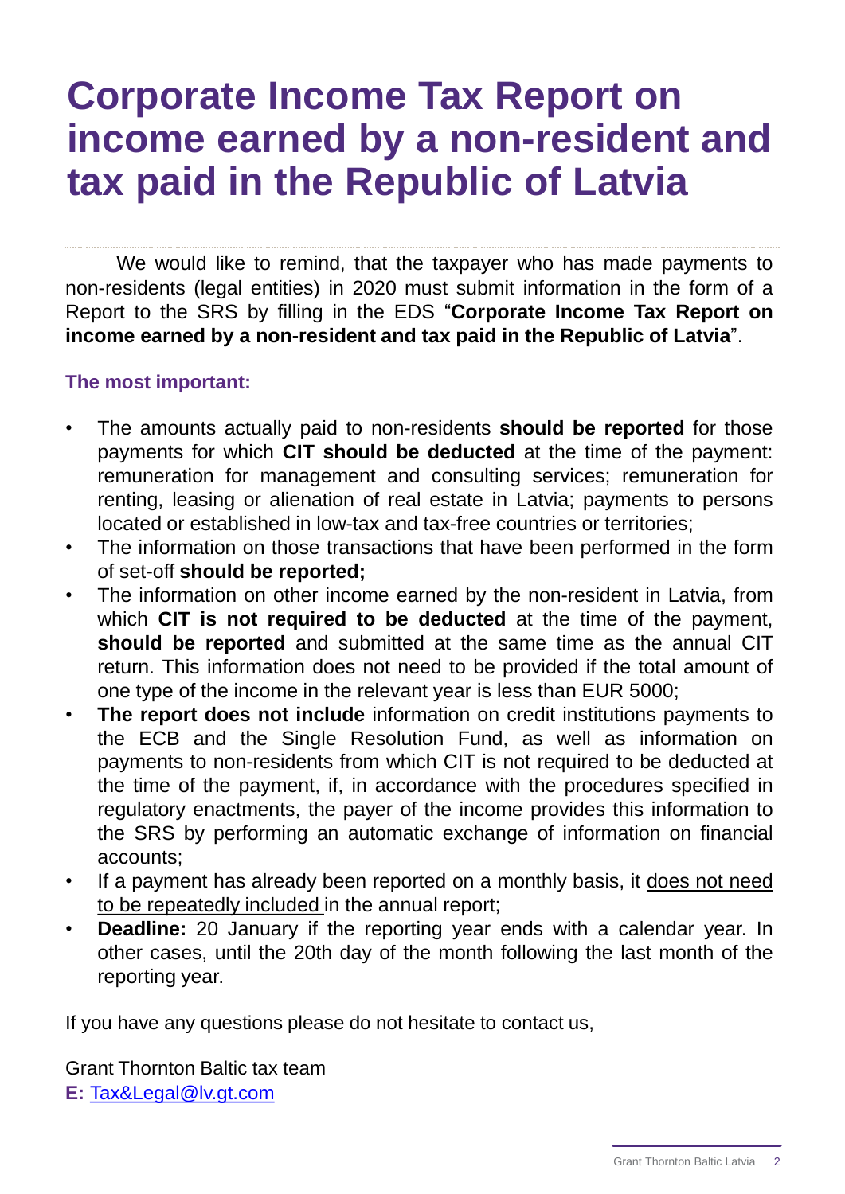# Corporate Income Tax Report on income earned by a non-resident and tax paid in the Republic of Latvia

We would like to remind, that the taxpayer who has made payments to non-residents (legal entities) in 2020 must submit information in the form of a Report to the SRS by filling in the EDS "**Corporate Income Tax Report on income earned by a non-resident and tax paid in the Republic of Latvia**".

**The most important:**

- The amounts actually paid to non-residents **should be reported** for those payments for which **CIT should be deducted** at the time of the payment: remuneration for management and consulting services; remuneration for renting, leasing or alienation of real estate in Latvia; payments to persons located or established in low-tax and tax-free countries or territories;
- The information on those transactions that have been performed in the form of set-off **should be reported;**
- The information on other income earned by the non-resident in Latvia, from which **CIT is not required to be deducted** at the time of the payment, **should be reported** and submitted at the same time as the annual CIT return. This information does not need to be provided if the total amount of one type of the income in the relevant year is less than EUR 5000;
- **The report does not include** information on credit institutions payments to the ECB and the Single Resolution Fund, as well as information on payments to non-residents from which CIT is not required to be deducted at the time of the payment, if, in accordance with the procedures specified in regulatory enactments, the payer of the income provides this information to the SRS by performing an automatic exchange of information on financial accounts;
- If a payment has already been reported on a monthly basis, it does not need to be repeatedly included in the annual report;
- **Deadline:** 20 January if the reporting year ends with a calendar year. In other cases, until the 20th day of the month following the last month of the reporting year.

If you have any questions please do not hesitate to contact us,

Grant Thornton Baltic tax team
**E:** Tax&Legal@lv.gt.com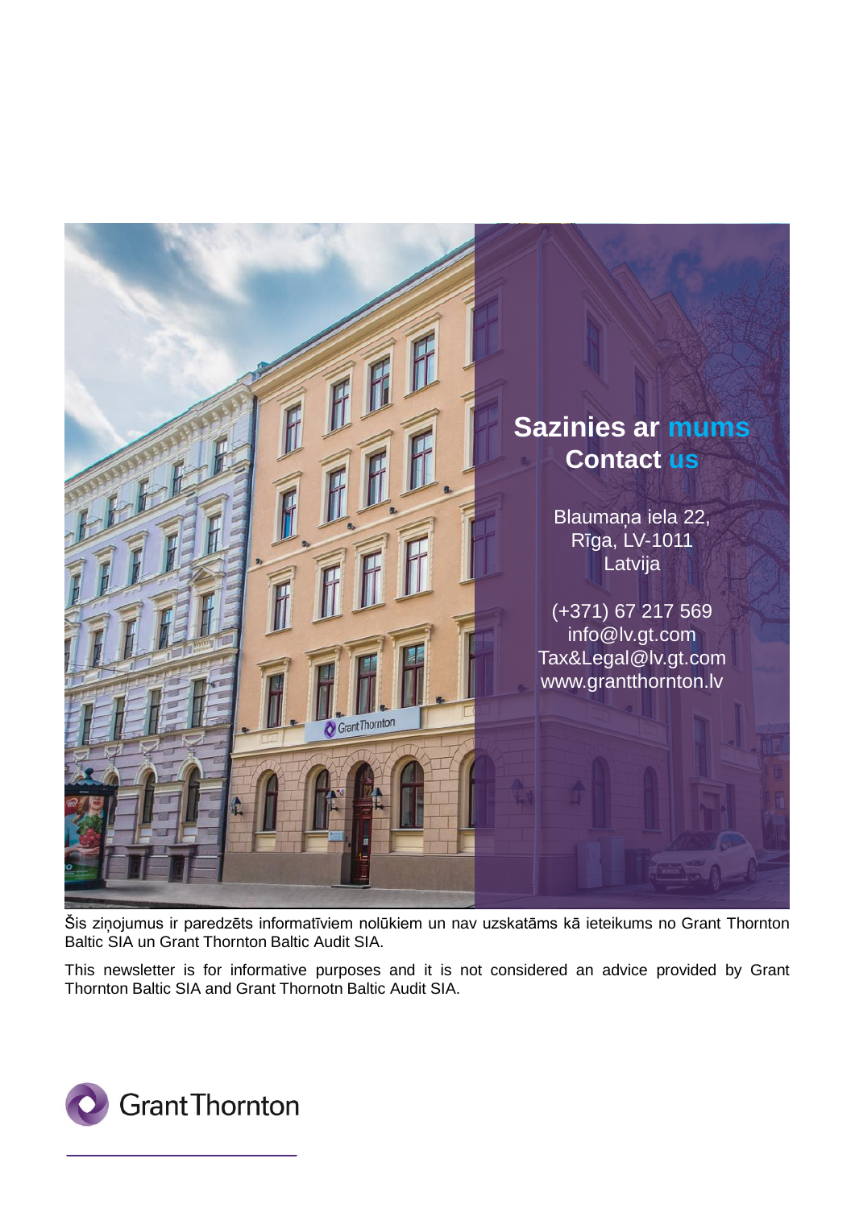## Sazinies ar mums
## Contact us

Blaumaņa iela 22,
Rīga, LV-1011
Latvija

(+371) 67 217 569
info@lv.gt.com
Tax&Legal@lv.gt.com
www.grantthornton.lv

Šis ziņojumus ir paredzēts informatīviem nolūkiem un nav uzskatāms kā ieteikums no Grant Thornton Baltic SIA un Grant Thornton Baltic Audit SIA.

This newsletter is for informative purposes and it is not considered an advice provided by Grant Thornton Baltic SIA and Grant Thornotn Baltic Audit SIA.

Grant Thornton